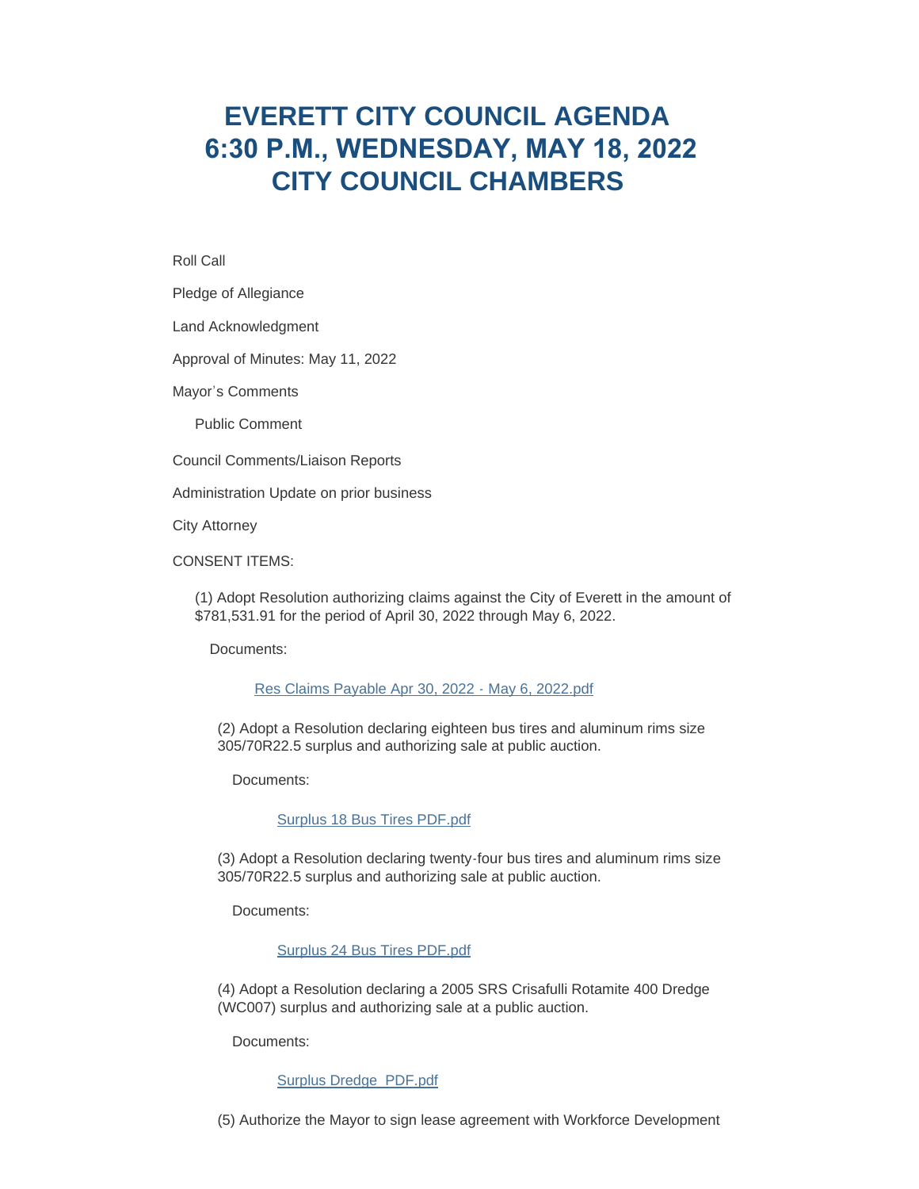# EVERETT CITY COUNCIL AGENDA
# 6:30 P.M., WEDNESDAY, MAY 18, 2022
# CITY COUNCIL CHAMBERS

Roll Call

Pledge of Allegiance

Land Acknowledgment

Approval of Minutes: May 11, 2022

Mayor's Comments

Public Comment

Council Comments/Liaison Reports

Administration Update on prior business

City Attorney

CONSENT ITEMS:

(1) Adopt Resolution authorizing claims against the City of Everett in the amount of $781,531.91 for the period of April 30, 2022 through May 6, 2022.

Documents:

[Res Claims Payable Apr 30, 2022 - May 6, 2022.pdf]

(2) Adopt a Resolution declaring eighteen bus tires and aluminum rims size 305/70R22.5 surplus and authorizing sale at public auction.

Documents:

[Surplus 18 Bus Tires PDF.pdf]

(3) Adopt a Resolution declaring twenty-four bus tires and aluminum rims size 305/70R22.5 surplus and authorizing sale at public auction.

Documents:

[Surplus 24 Bus Tires PDF.pdf]

(4) Adopt a Resolution declaring a 2005 SRS Crisafulli Rotamite 400 Dredge (WC007) surplus and authorizing sale at a public auction.

Documents:

[Surplus Dredge PDF.pdf]

(5) Authorize the Mayor to sign lease agreement with Workforce Development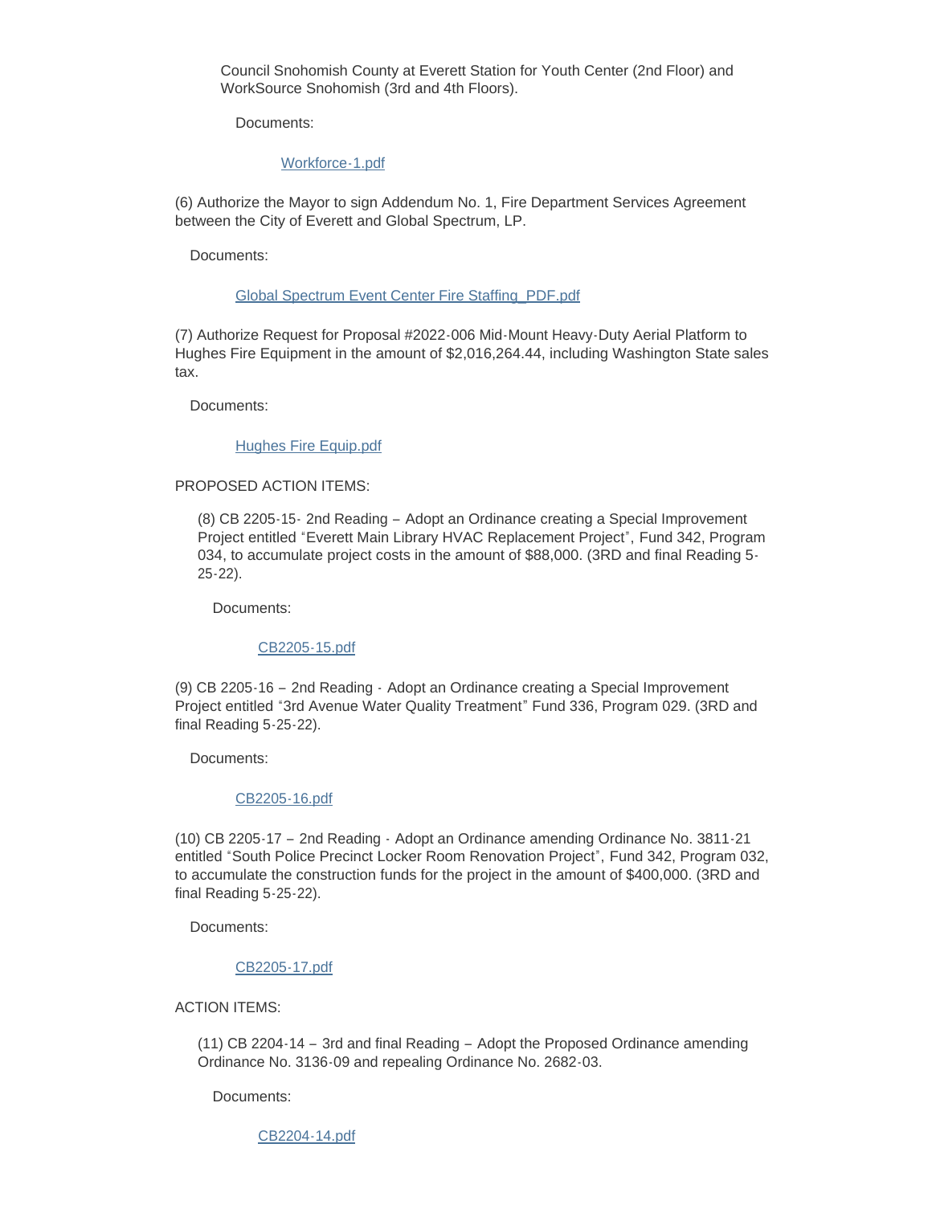Council Snohomish County at Everett Station for Youth Center (2nd Floor) and WorkSource Snohomish (3rd and 4th Floors).

Documents:

Workforce-1.pdf

(6) Authorize the Mayor to sign Addendum No. 1, Fire Department Services Agreement between the City of Everett and Global Spectrum, LP.

Documents:

Global Spectrum Event Center Fire Staffing_PDF.pdf

(7) Authorize Request for Proposal #2022-006 Mid-Mount Heavy-Duty Aerial Platform to Hughes Fire Equipment in the amount of $2,016,264.44, including Washington State sales tax.

Documents:

Hughes Fire Equip.pdf

PROPOSED ACTION ITEMS:

(8) CB 2205-15- 2nd Reading – Adopt an Ordinance creating a Special Improvement Project entitled "Everett Main Library HVAC Replacement Project", Fund 342, Program 034, to accumulate project costs in the amount of $88,000. (3RD and final Reading 5-25-22).

Documents:

CB2205-15.pdf

(9) CB 2205-16 – 2nd Reading - Adopt an Ordinance creating a Special Improvement Project entitled "3rd Avenue Water Quality Treatment" Fund 336, Program 029. (3RD and final Reading 5-25-22).

Documents:

CB2205-16.pdf

(10) CB 2205-17 – 2nd Reading - Adopt an Ordinance amending Ordinance No. 3811-21 entitled "South Police Precinct Locker Room Renovation Project", Fund 342, Program 032, to accumulate the construction funds for the project in the amount of $400,000. (3RD and final Reading 5-25-22).

Documents:

CB2205-17.pdf

ACTION ITEMS:

(11) CB 2204-14 – 3rd and final Reading – Adopt the Proposed Ordinance amending Ordinance No. 3136-09 and repealing Ordinance No. 2682-03.

Documents:

CB2204-14.pdf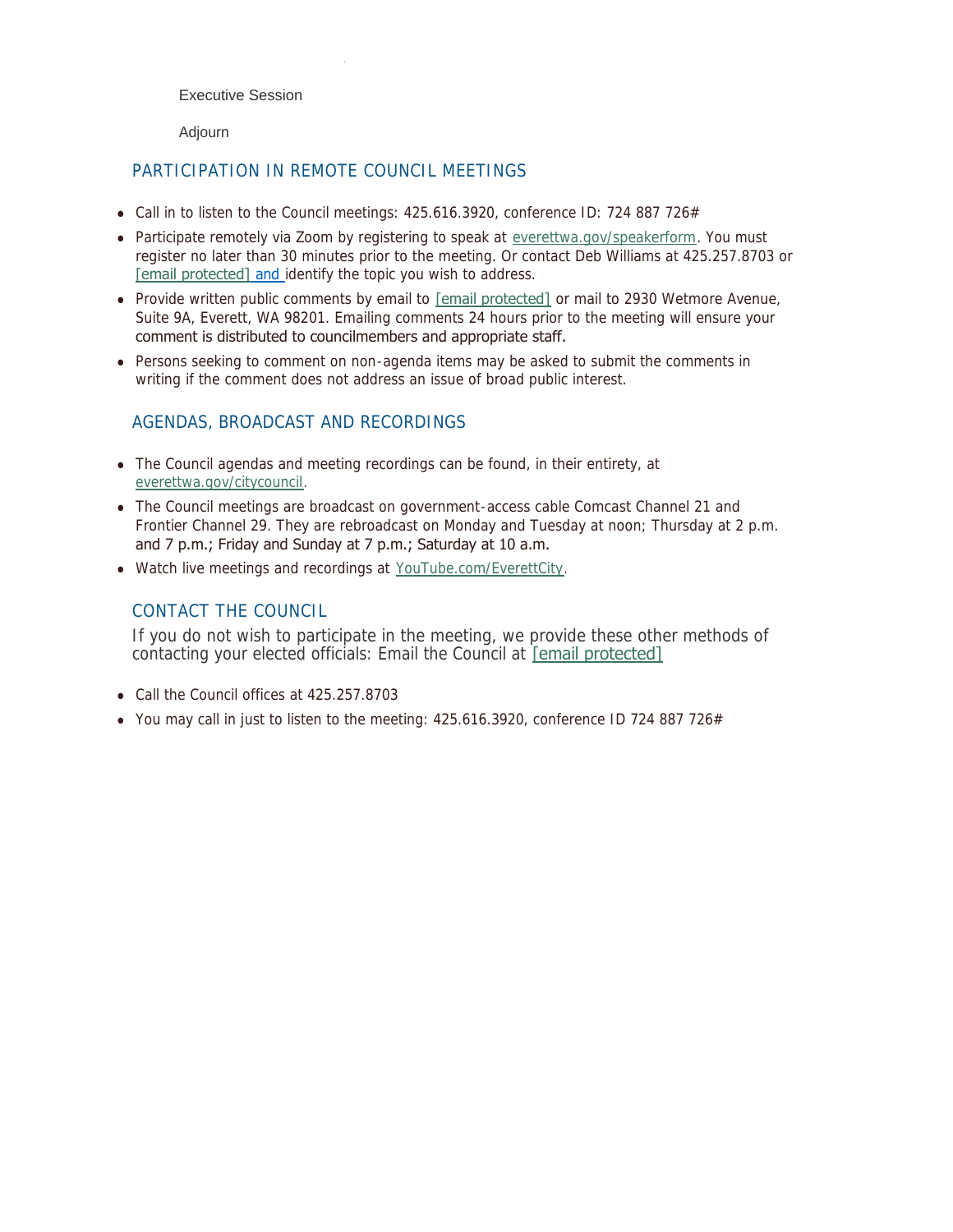Executive Session

Adjourn

## PARTICIPATION IN REMOTE COUNCIL MEETINGS

- Call in to listen to the Council meetings: 425.616.3920, conference ID: 724 887 726#
- Participate remotely via Zoom by registering to speak at everettwa.gov/speakerform. You must register no later than 30 minutes prior to the meeting. Or contact Deb Williams at 425.257.8703 or [email protected] and identify the topic you wish to address.
- Provide written public comments by email to [email protected] or mail to 2930 Wetmore Avenue, Suite 9A, Everett, WA 98201. Emailing comments 24 hours prior to the meeting will ensure your comment is distributed to councilmembers and appropriate staff.
- Persons seeking to comment on non-agenda items may be asked to submit the comments in writing if the comment does not address an issue of broad public interest.

## AGENDAS, BROADCAST AND RECORDINGS

- The Council agendas and meeting recordings can be found, in their entirety, at everettwa.gov/citycouncil.
- The Council meetings are broadcast on government-access cable Comcast Channel 21 and Frontier Channel 29. They are rebroadcast on Monday and Tuesday at noon; Thursday at 2 p.m. and 7 p.m.; Friday and Sunday at 7 p.m.; Saturday at 10 a.m.
- Watch live meetings and recordings at YouTube.com/EverettCity.

## CONTACT THE COUNCIL

If you do not wish to participate in the meeting, we provide these other methods of contacting your elected officials: Email the Council at [email protected]

- Call the Council offices at 425.257.8703
- You may call in just to listen to the meeting: 425.616.3920, conference ID 724 887 726#